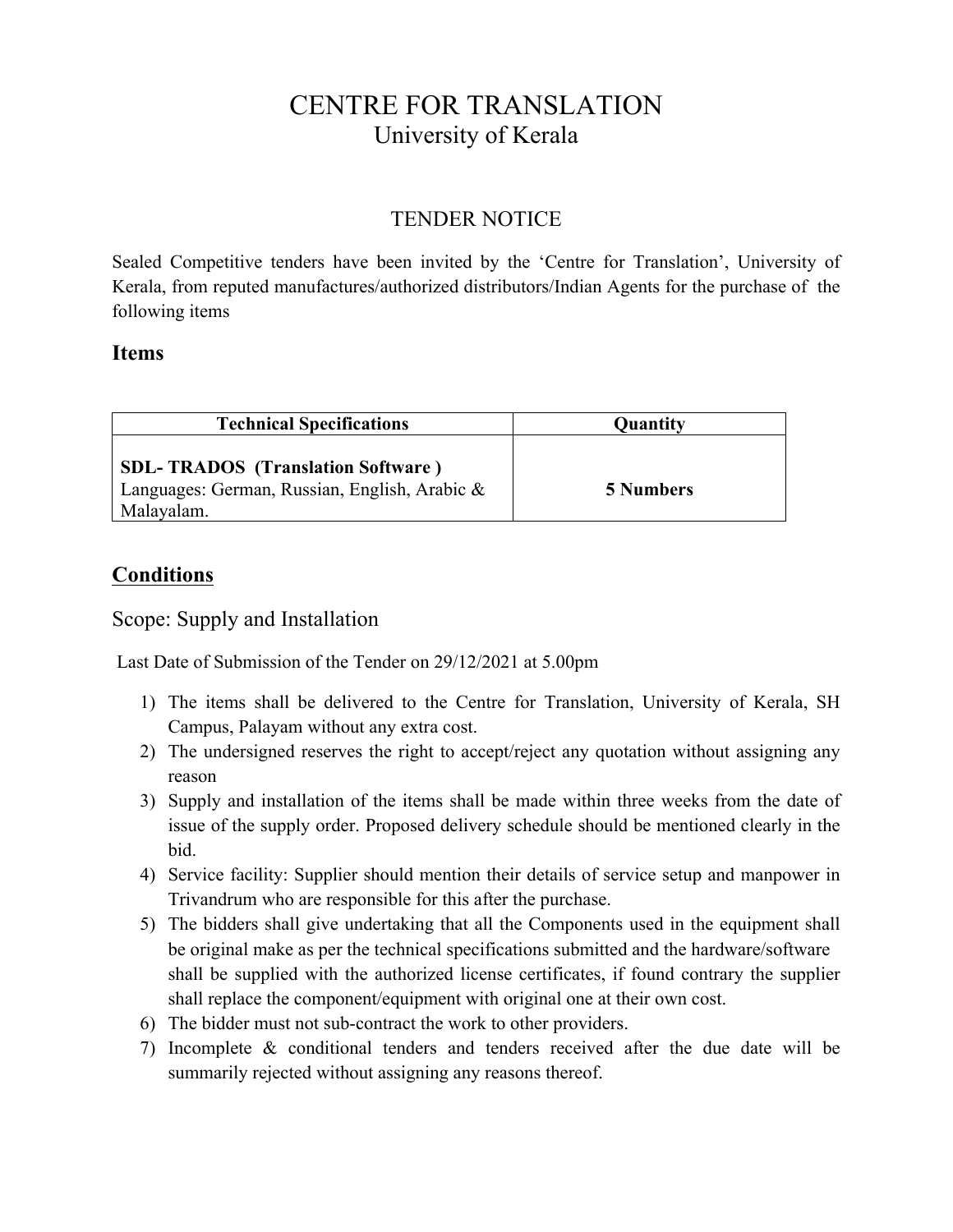# CENTRE FOR TRANSLATION

University of Kerala

## TENDER NOTICE

Sealed Competitive tenders have been invited by the 'Centre for Translation', University of Kerala, from reputed manufactures/authorized distributors/Indian Agents for the purchase of the following items

### Items

| Technical Specifications | Quantity |
|---|---|
| **SDL- TRADOS (Translation Software )** Languages: German, Russian, English, Arabic & Malayalam. | **5 Numbers** |

### Conditions

Scope: Supply and Installation

Last Date of Submission of the Tender on 29/12/2021 at 5.00pm

1) The items shall be delivered to the Centre for Translation, University of Kerala, SH Campus, Palayam without any extra cost.
2) The undersigned reserves the right to accept/reject any quotation without assigning any reason
3) Supply and installation of the items shall be made within three weeks from the date of issue of the supply order. Proposed delivery schedule should be mentioned clearly in the bid.
4) Service facility: Supplier should mention their details of service setup and manpower in Trivandrum who are responsible for this after the purchase.
5) The bidders shall give undertaking that all the Components used in the equipment shall be original make as per the technical specifications submitted and the hardware/software shall be supplied with the authorized license certificates, if found contrary the supplier shall replace the component/equipment with original one at their own cost.
6) The bidder must not sub-contract the work to other providers.
7) Incomplete & conditional tenders and tenders received after the due date will be summarily rejected without assigning any reasons thereof.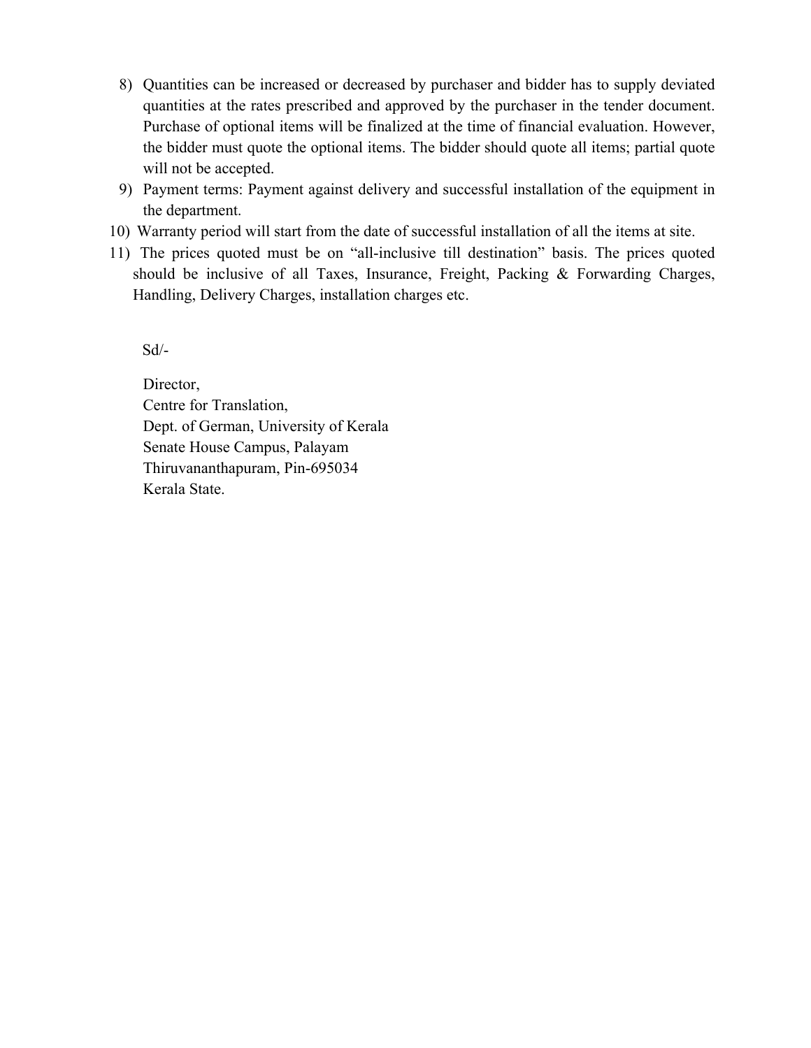8) Quantities can be increased or decreased by purchaser and bidder has to supply deviated quantities at the rates prescribed and approved by the purchaser in the tender document. Purchase of optional items will be finalized at the time of financial evaluation. However, the bidder must quote the optional items. The bidder should quote all items; partial quote will not be accepted.
9) Payment terms: Payment against delivery and successful installation of the equipment in the department.
10) Warranty period will start from the date of successful installation of all the items at site.
11) The prices quoted must be on "all-inclusive till destination" basis. The prices quoted should be inclusive of all Taxes, Insurance, Freight, Packing & Forwarding Charges, Handling, Delivery Charges, installation charges etc.

Sd/-

Director,
Centre for Translation,
Dept. of German, University of Kerala
Senate House Campus, Palayam
Thiruvananthapuram, Pin-695034
Kerala State.